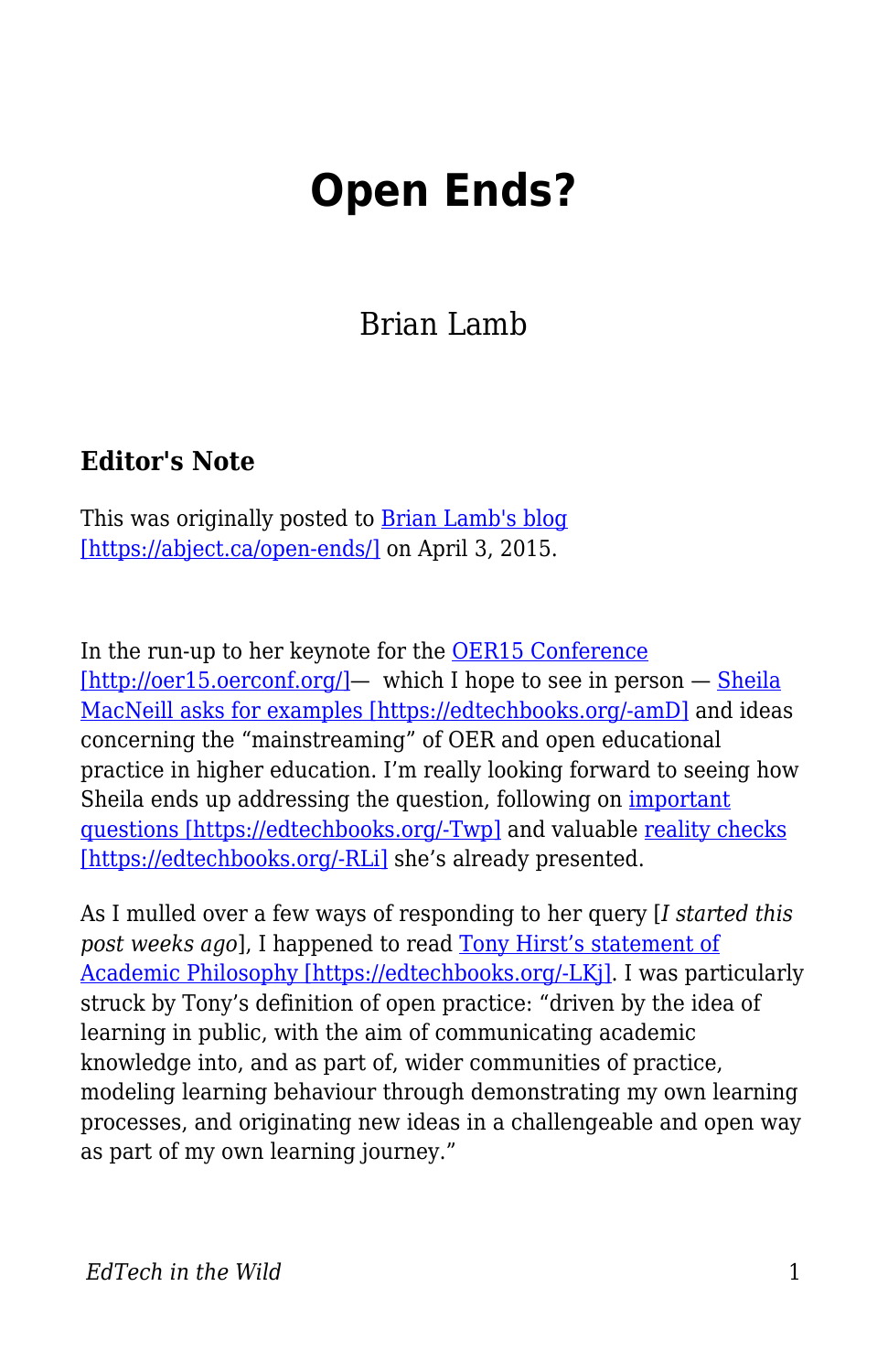# Open Ends?

Brian Lamb

### Editor's Note

This was originally posted to [Brian Lamb's blog [https://abject.ca/open-ends/]](https://abject.ca/open-ends/) on April 3, 2015.

In the run-up to her keynote for the [OER15 Conference [http://oer15.oerconf.org/]](http://oer15.oerconf.org/)— which I hope to see in person — [Sheila MacNeill asks for examples [https://edtechbooks.org/-amD]](https://edtechbooks.org/-amD) and ideas concerning the "mainstreaming" of OER and open educational practice in higher education. I'm really looking forward to seeing how Sheila ends up addressing the question, following on [important questions [https://edtechbooks.org/-Twp]](https://edtechbooks.org/-Twp) and valuable [reality checks [https://edtechbooks.org/-RLi]](https://edtechbooks.org/-RLi) she's already presented.

As I mulled over a few ways of responding to her query [*I started this post weeks ago*], I happened to read [Tony Hirst's statement of Academic Philosophy [https://edtechbooks.org/-LKj]](https://edtechbooks.org/-LKj). I was particularly struck by Tony's definition of open practice: "driven by the idea of learning in public, with the aim of communicating academic knowledge into, and as part of, wider communities of practice, modeling learning behaviour through demonstrating my own learning processes, and originating new ideas in a challengeable and open way as part of my own learning journey."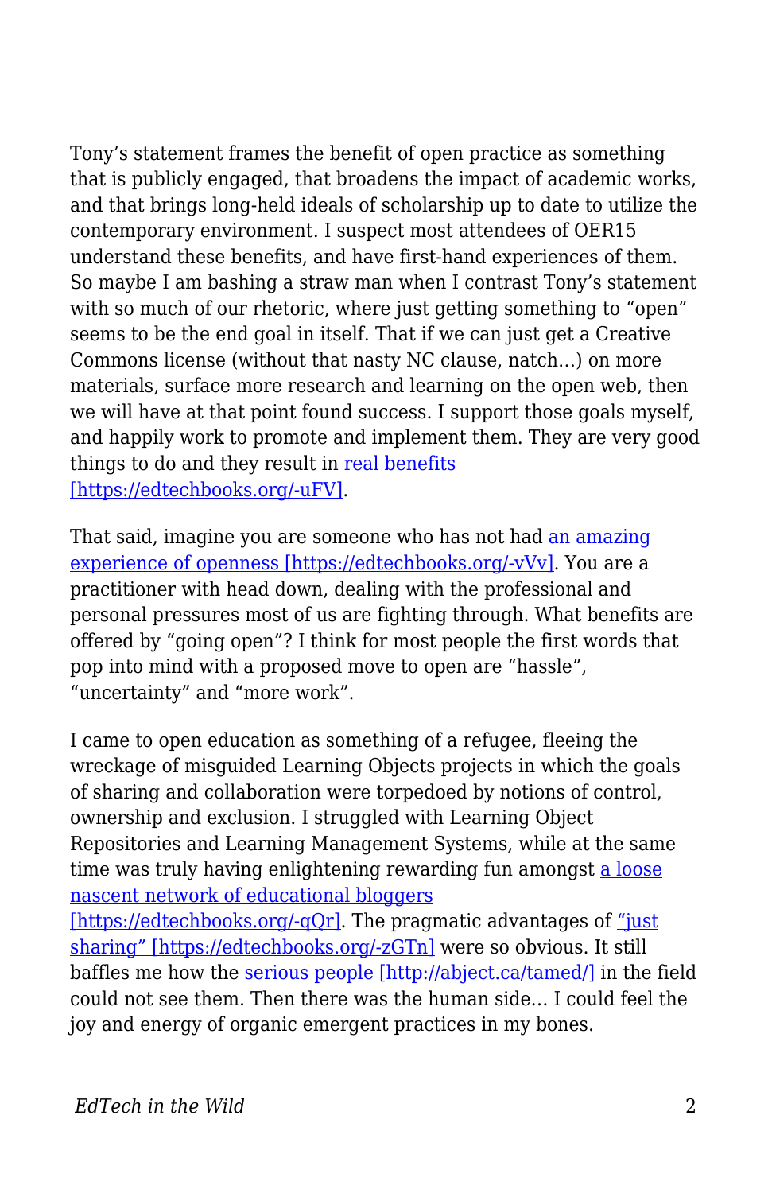Tony's statement frames the benefit of open practice as something that is publicly engaged, that broadens the impact of academic works, and that brings long-held ideals of scholarship up to date to utilize the contemporary environment. I suspect most attendees of OER15 understand these benefits, and have first-hand experiences of them. So maybe I am bashing a straw man when I contrast Tony's statement with so much of our rhetoric, where just getting something to "open" seems to be the end goal in itself. That if we can just get a Creative Commons license (without that nasty NC clause, natch…) on more materials, surface more research and learning on the open web, then we will have at that point found success. I support those goals myself, and happily work to promote and implement them. They are very good things to do and they result in [real benefits [https://edtechbooks.org/-uFV]](https://edtechbooks.org/-uFV).

That said, imagine you are someone who has not had [an amazing experience of openness [https://edtechbooks.org/-vVv]](https://edtechbooks.org/-vVv). You are a practitioner with head down, dealing with the professional and personal pressures most of us are fighting through. What benefits are offered by "going open"? I think for most people the first words that pop into mind with a proposed move to open are "hassle", "uncertainty" and "more work".

I came to open education as something of a refugee, fleeing the wreckage of misguided Learning Objects projects in which the goals of sharing and collaboration were torpedoed by notions of control, ownership and exclusion. I struggled with Learning Object Repositories and Learning Management Systems, while at the same time was truly having enlightening rewarding fun amongst [a loose nascent network of educational bloggers [https://edtechbooks.org/-qQr]](https://edtechbooks.org/-qQr). The pragmatic advantages of ["just sharing" [https://edtechbooks.org/-zGTn]](https://edtechbooks.org/-zGTn) were so obvious. It still baffles me how the [serious people [http://abject.ca/tamed/]](http://abject.ca/tamed/) in the field could not see them. Then there was the human side… I could feel the joy and energy of organic emergent practices in my bones.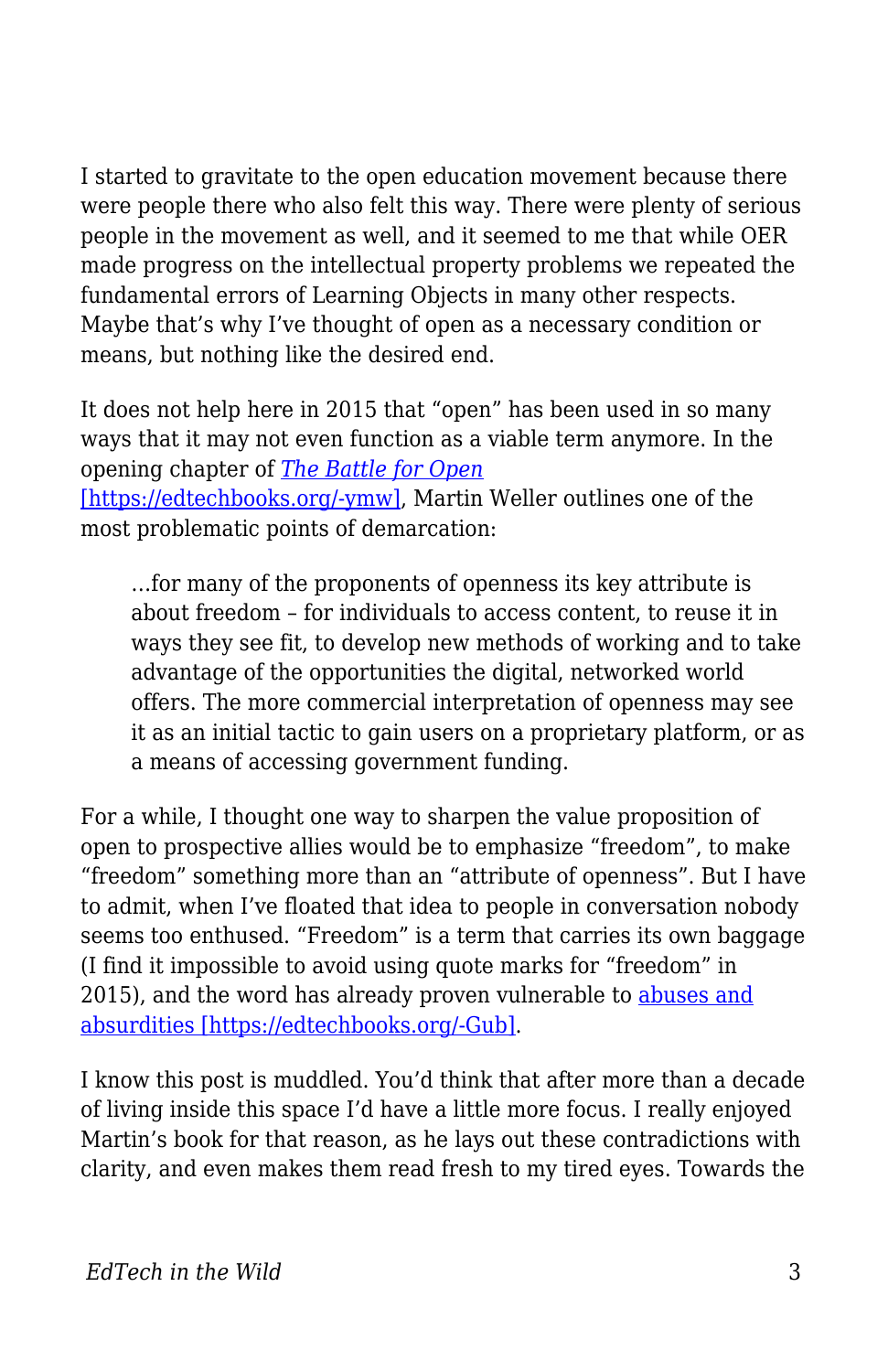I started to gravitate to the open education movement because there were people there who also felt this way. There were plenty of serious people in the movement as well, and it seemed to me that while OER made progress on the intellectual property problems we repeated the fundamental errors of Learning Objects in many other respects. Maybe that's why I've thought of open as a necessary condition or means, but nothing like the desired end.

It does not help here in 2015 that "open" has been used in so many ways that it may not even function as a viable term anymore. In the opening chapter of [*The Battle for Open*](https://edtechbooks.org/-ymw) [https://edtechbooks.org/-ymw], Martin Weller outlines one of the most problematic points of demarcation:

> …for many of the proponents of openness its key attribute is about freedom – for individuals to access content, to reuse it in ways they see fit, to develop new methods of working and to take advantage of the opportunities the digital, networked world offers. The more commercial interpretation of openness may see it as an initial tactic to gain users on a proprietary platform, or as a means of accessing government funding.

For a while, I thought one way to sharpen the value proposition of open to prospective allies would be to emphasize "freedom", to make "freedom" something more than an "attribute of openness". But I have to admit, when I've floated that idea to people in conversation nobody seems too enthused. "Freedom" is a term that carries its own baggage (I find it impossible to avoid using quote marks for "freedom" in 2015), and the word has already proven vulnerable to [abuses and absurdities [https://edtechbooks.org/-Gub]](https://edtechbooks.org/-Gub).

I know this post is muddled. You'd think that after more than a decade of living inside this space I'd have a little more focus. I really enjoyed Martin's book for that reason, as he lays out these contradictions with clarity, and even makes them read fresh to my tired eyes. Towards the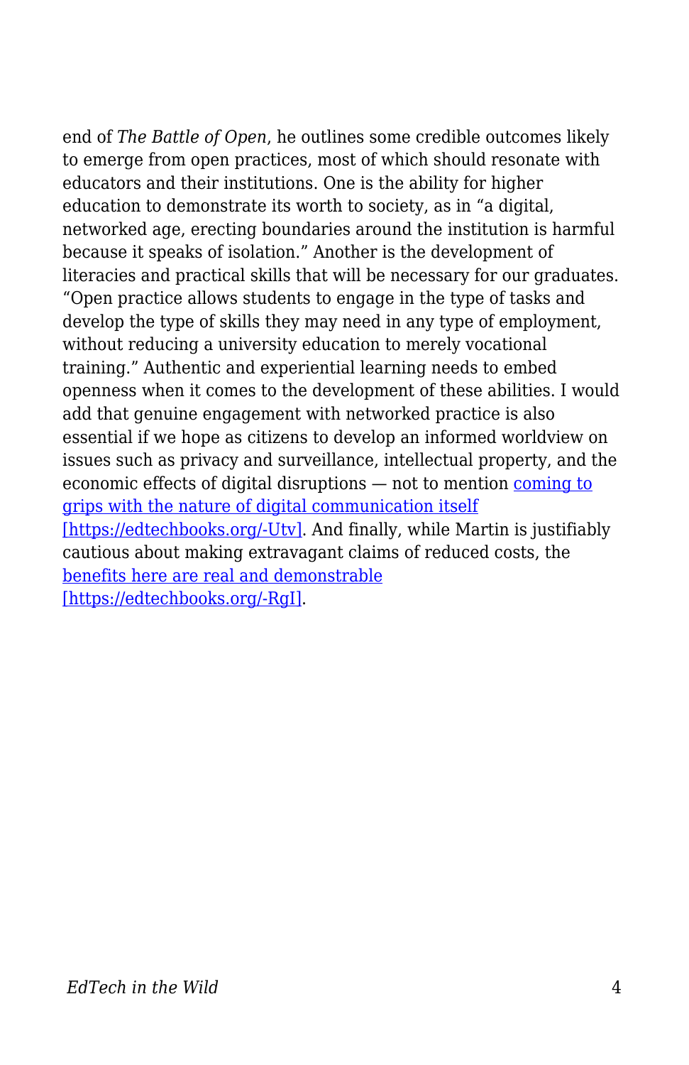end of *The Battle of Open*, he outlines some credible outcomes likely to emerge from open practices, most of which should resonate with educators and their institutions. One is the ability for higher education to demonstrate its worth to society, as in "a digital, networked age, erecting boundaries around the institution is harmful because it speaks of isolation." Another is the development of literacies and practical skills that will be necessary for our graduates. "Open practice allows students to engage in the type of tasks and develop the type of skills they may need in any type of employment, without reducing a university education to merely vocational training." Authentic and experiential learning needs to embed openness when it comes to the development of these abilities. I would add that genuine engagement with networked practice is also essential if we hope as citizens to develop an informed worldview on issues such as privacy and surveillance, intellectual property, and the economic effects of digital disruptions — not to mention [coming to grips with the nature of digital communication itself [https://edtechbooks.org/-Utv]](https://edtechbooks.org/-Utv). And finally, while Martin is justifiably cautious about making extravagant claims of reduced costs, the [benefits here are real and demonstrable [https://edtechbooks.org/-RgI]](https://edtechbooks.org/-RgI).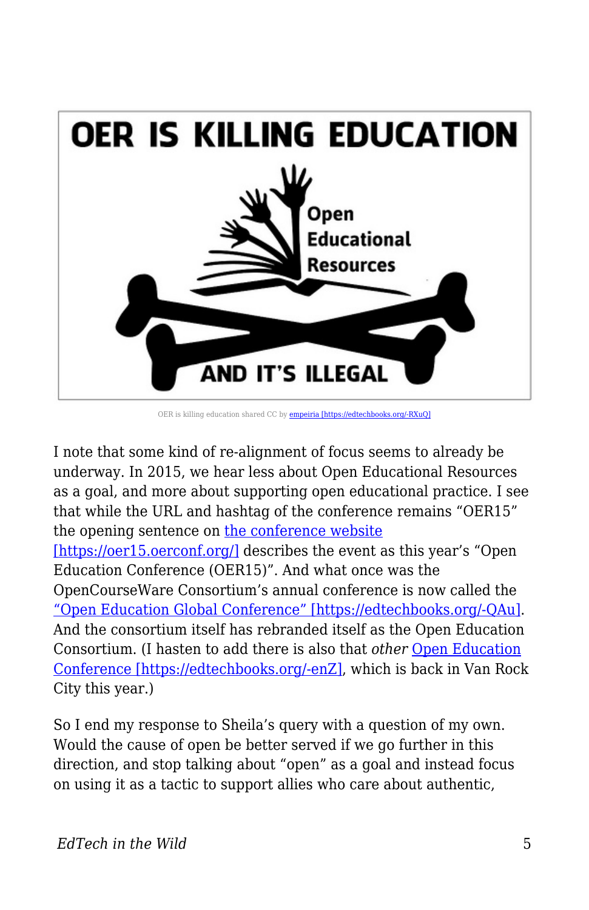OER is killing education shared CC by [empeiria [https://edtechbooks.org/-RXuQ]](https://edtechbooks.org/-RXuQ)

I note that some kind of re-alignment of focus seems to already be underway. In 2015, we hear less about Open Educational Resources as a goal, and more about supporting open educational practice. I see that while the URL and hashtag of the conference remains "OER15" the opening sentence on [the conference website [https://oer15.oerconf.org/]](https://oer15.oerconf.org/) describes the event as this year's "Open Education Conference (OER15)". And what once was the OpenCourseWare Consortium's annual conference is now called the ["Open Education Global Conference" [https://edtechbooks.org/-QAu]](https://edtechbooks.org/-QAu). And the consortium itself has rebranded itself as the Open Education Consortium. (I hasten to add there is also that *other* [Open Education Conference [https://edtechbooks.org/-enZ]](https://edtechbooks.org/-enZ), which is back in Van Rock City this year.)

So I end my response to Sheila's query with a question of my own. Would the cause of open be better served if we go further in this direction, and stop talking about "open" as a goal and instead focus on using it as a tactic to support allies who care about authentic,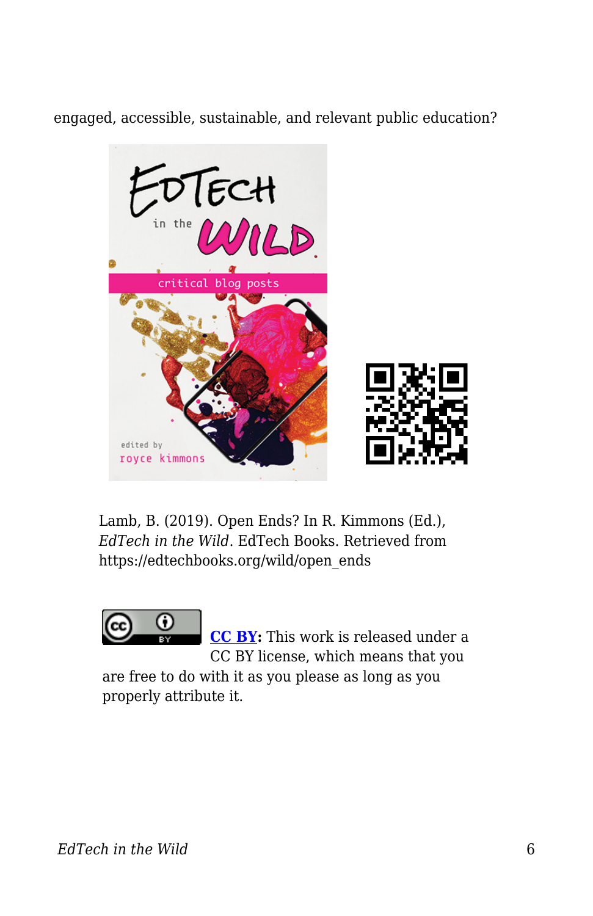engaged, accessible, sustainable, and relevant public education?

Lamb, B. (2019). Open Ends? In R. Kimmons (Ed.), *EdTech in the Wild*. EdTech Books. Retrieved from https://edtechbooks.org/wild/open_ends

**CC BY:** This work is released under a CC BY license, which means that you are free to do with it as you please as long as you properly attribute it.